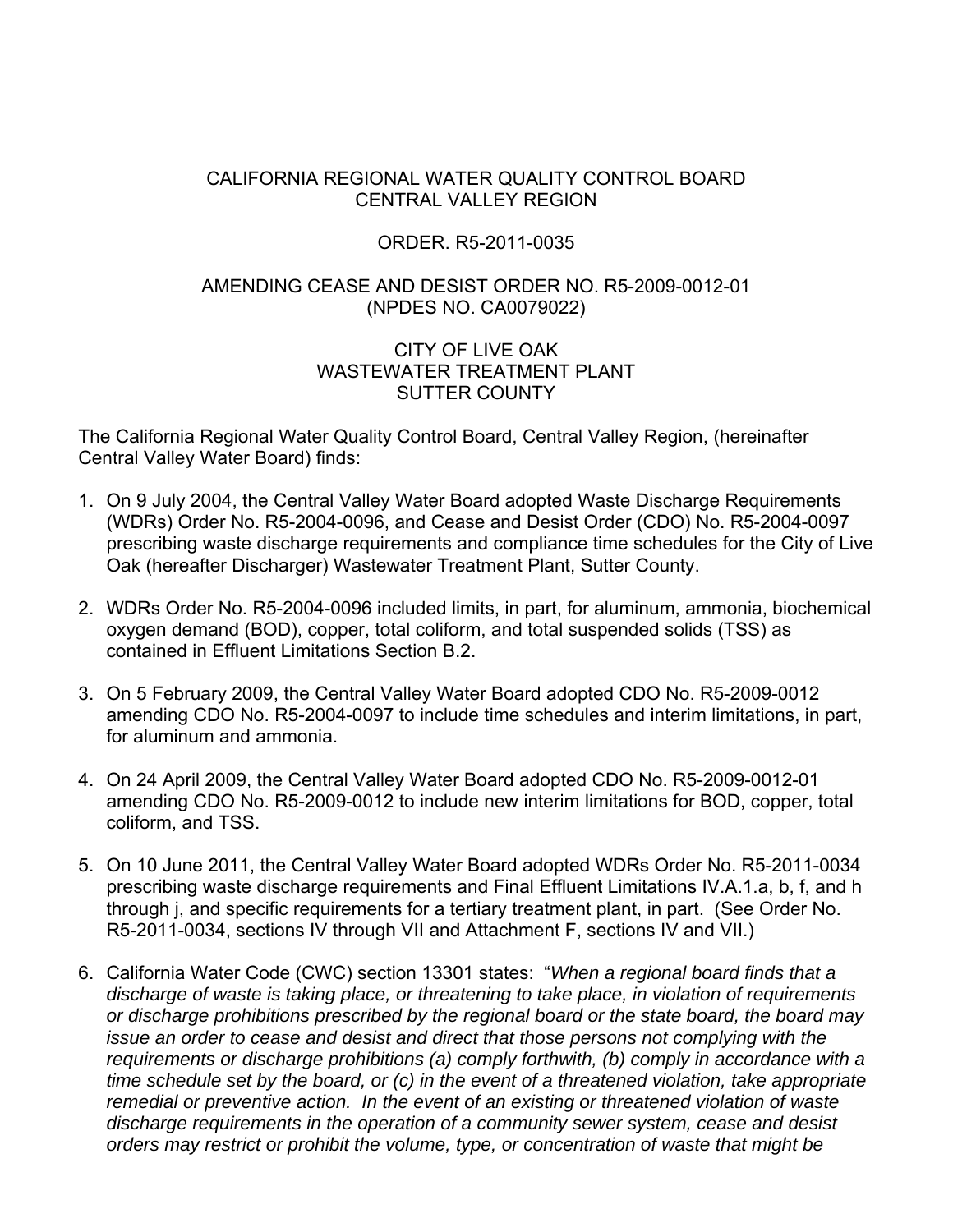CALIFORNIA REGIONAL WATER QUALITY CONTROL BOARD
CENTRAL VALLEY REGION

ORDER. R5-2011-0035

AMENDING CEASE AND DESIST ORDER NO. R5-2009-0012-01
(NPDES NO. CA0079022)

CITY OF LIVE OAK
WASTEWATER TREATMENT PLANT
SUTTER COUNTY

The California Regional Water Quality Control Board, Central Valley Region, (hereinafter Central Valley Water Board) finds:

1. On 9 July 2004, the Central Valley Water Board adopted Waste Discharge Requirements (WDRs) Order No. R5-2004-0096, and Cease and Desist Order (CDO) No. R5-2004-0097 prescribing waste discharge requirements and compliance time schedules for the City of Live Oak (hereafter Discharger) Wastewater Treatment Plant, Sutter County.

2. WDRs Order No. R5-2004-0096 included limits, in part, for aluminum, ammonia, biochemical oxygen demand (BOD), copper, total coliform, and total suspended solids (TSS) as contained in Effluent Limitations Section B.2.

3. On 5 February 2009, the Central Valley Water Board adopted CDO No. R5-2009-0012 amending CDO No. R5-2004-0097 to include time schedules and interim limitations, in part, for aluminum and ammonia.

4. On 24 April 2009, the Central Valley Water Board adopted CDO No. R5-2009-0012-01 amending CDO No. R5-2009-0012 to include new interim limitations for BOD, copper, total coliform, and TSS.

5. On 10 June 2011, the Central Valley Water Board adopted WDRs Order No. R5-2011-0034 prescribing waste discharge requirements and Final Effluent Limitations IV.A.1.a, b, f, and h through j, and specific requirements for a tertiary treatment plant, in part. (See Order No. R5-2011-0034, sections IV through VII and Attachment F, sections IV and VII.)

6. California Water Code (CWC) section 13301 states: "*When a regional board finds that a discharge of waste is taking place, or threatening to take place, in violation of requirements or discharge prohibitions prescribed by the regional board or the state board, the board may issue an order to cease and desist and direct that those persons not complying with the requirements or discharge prohibitions (a) comply forthwith, (b) comply in accordance with a time schedule set by the board, or (c) in the event of a threatened violation, take appropriate remedial or preventive action. In the event of an existing or threatened violation of waste discharge requirements in the operation of a community sewer system, cease and desist orders may restrict or prohibit the volume, type, or concentration of waste that might be*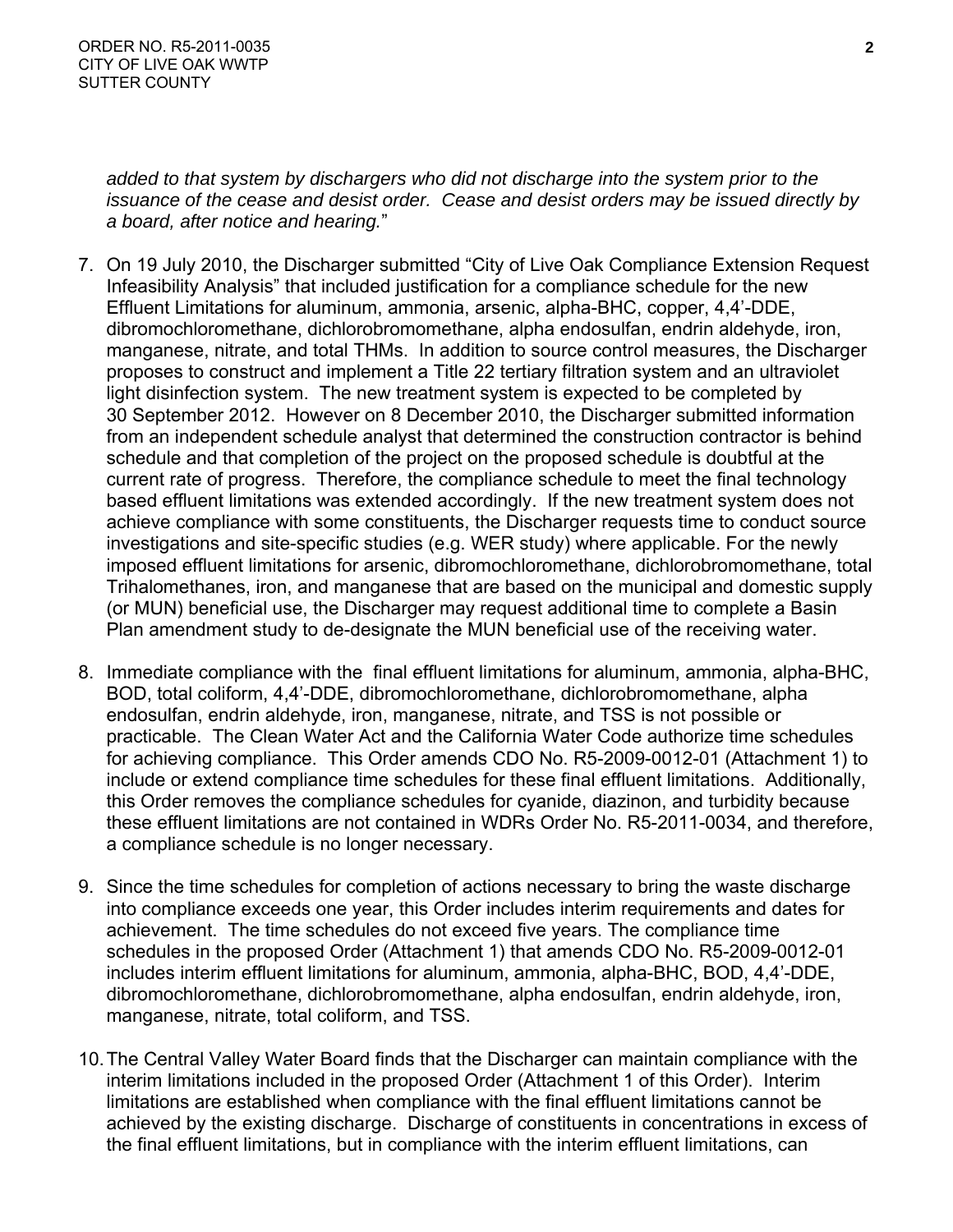*added to that system by dischargers who did not discharge into the system prior to the issuance of the cease and desist order. Cease and desist orders may be issued directly by a board, after notice and hearing.*"

7. On 19 July 2010, the Discharger submitted "City of Live Oak Compliance Extension Request Infeasibility Analysis" that included justification for a compliance schedule for the new Effluent Limitations for aluminum, ammonia, arsenic, alpha-BHC, copper, 4,4'-DDE, dibromochloromethane, dichlorobromomethane, alpha endosulfan, endrin aldehyde, iron, manganese, nitrate, and total THMs. In addition to source control measures, the Discharger proposes to construct and implement a Title 22 tertiary filtration system and an ultraviolet light disinfection system. The new treatment system is expected to be completed by 30 September 2012. However on 8 December 2010, the Discharger submitted information from an independent schedule analyst that determined the construction contractor is behind schedule and that completion of the project on the proposed schedule is doubtful at the current rate of progress. Therefore, the compliance schedule to meet the final technology based effluent limitations was extended accordingly. If the new treatment system does not achieve compliance with some constituents, the Discharger requests time to conduct source investigations and site-specific studies (e.g. WER study) where applicable. For the newly imposed effluent limitations for arsenic, dibromochloromethane, dichlorobromomethane, total Trihalomethanes, iron, and manganese that are based on the municipal and domestic supply (or MUN) beneficial use, the Discharger may request additional time to complete a Basin Plan amendment study to de-designate the MUN beneficial use of the receiving water.

8. Immediate compliance with the final effluent limitations for aluminum, ammonia, alpha-BHC, BOD, total coliform, 4,4'-DDE, dibromochloromethane, dichlorobromomethane, alpha endosulfan, endrin aldehyde, iron, manganese, nitrate, and TSS is not possible or practicable. The Clean Water Act and the California Water Code authorize time schedules for achieving compliance. This Order amends CDO No. R5-2009-0012-01 (Attachment 1) to include or extend compliance time schedules for these final effluent limitations. Additionally, this Order removes the compliance schedules for cyanide, diazinon, and turbidity because these effluent limitations are not contained in WDRs Order No. R5-2011-0034, and therefore, a compliance schedule is no longer necessary.

9. Since the time schedules for completion of actions necessary to bring the waste discharge into compliance exceeds one year, this Order includes interim requirements and dates for achievement. The time schedules do not exceed five years. The compliance time schedules in the proposed Order (Attachment 1) that amends CDO No. R5-2009-0012-01 includes interim effluent limitations for aluminum, ammonia, alpha-BHC, BOD, 4,4'-DDE, dibromochloromethane, dichlorobromomethane, alpha endosulfan, endrin aldehyde, iron, manganese, nitrate, total coliform, and TSS.

10. The Central Valley Water Board finds that the Discharger can maintain compliance with the interim limitations included in the proposed Order (Attachment 1 of this Order). Interim limitations are established when compliance with the final effluent limitations cannot be achieved by the existing discharge. Discharge of constituents in concentrations in excess of the final effluent limitations, but in compliance with the interim effluent limitations, can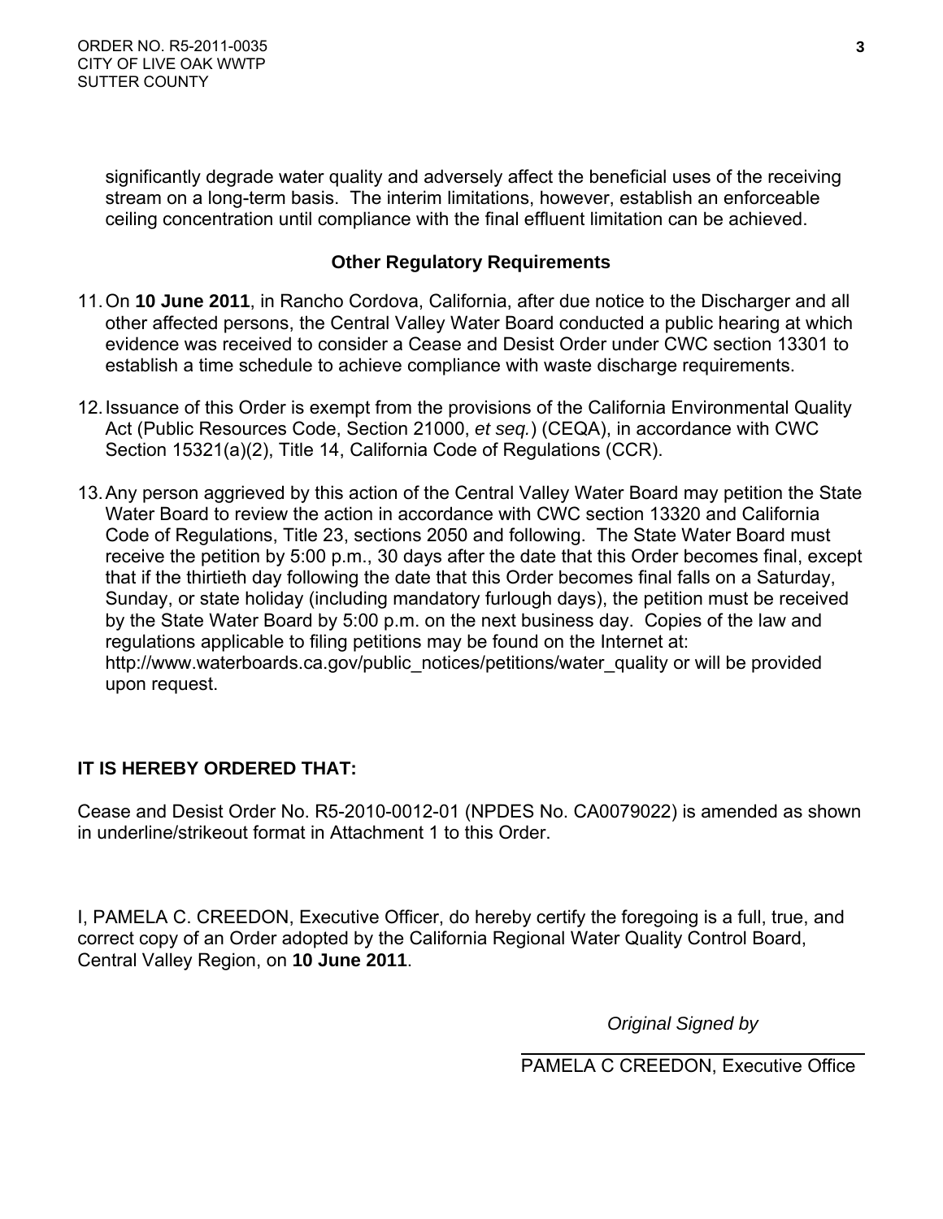significantly degrade water quality and adversely affect the beneficial uses of the receiving stream on a long-term basis. The interim limitations, however, establish an enforceable ceiling concentration until compliance with the final effluent limitation can be achieved.

### Other Regulatory Requirements

11. On **10 June 2011**, in Rancho Cordova, California, after due notice to the Discharger and all other affected persons, the Central Valley Water Board conducted a public hearing at which evidence was received to consider a Cease and Desist Order under CWC section 13301 to establish a time schedule to achieve compliance with waste discharge requirements.

12. Issuance of this Order is exempt from the provisions of the California Environmental Quality Act (Public Resources Code, Section 21000, *et seq.*) (CEQA), in accordance with CWC Section 15321(a)(2), Title 14, California Code of Regulations (CCR).

13. Any person aggrieved by this action of the Central Valley Water Board may petition the State Water Board to review the action in accordance with CWC section 13320 and California Code of Regulations, Title 23, sections 2050 and following. The State Water Board must receive the petition by 5:00 p.m., 30 days after the date that this Order becomes final, except that if the thirtieth day following the date that this Order becomes final falls on a Saturday, Sunday, or state holiday (including mandatory furlough days), the petition must be received by the State Water Board by 5:00 p.m. on the next business day. Copies of the law and regulations applicable to filing petitions may be found on the Internet at: http://www.waterboards.ca.gov/public_notices/petitions/water_quality or will be provided upon request.

**IT IS HEREBY ORDERED THAT:**

Cease and Desist Order No. R5-2010-0012-01 (NPDES No. CA0079022) is amended as shown in underline/strikeout format in Attachment 1 to this Order.

I, PAMELA C. CREEDON, Executive Officer, do hereby certify the foregoing is a full, true, and correct copy of an Order adopted by the California Regional Water Quality Control Board, Central Valley Region, on **10 June 2011**.

*Original Signed by*

PAMELA C CREEDON, Executive Office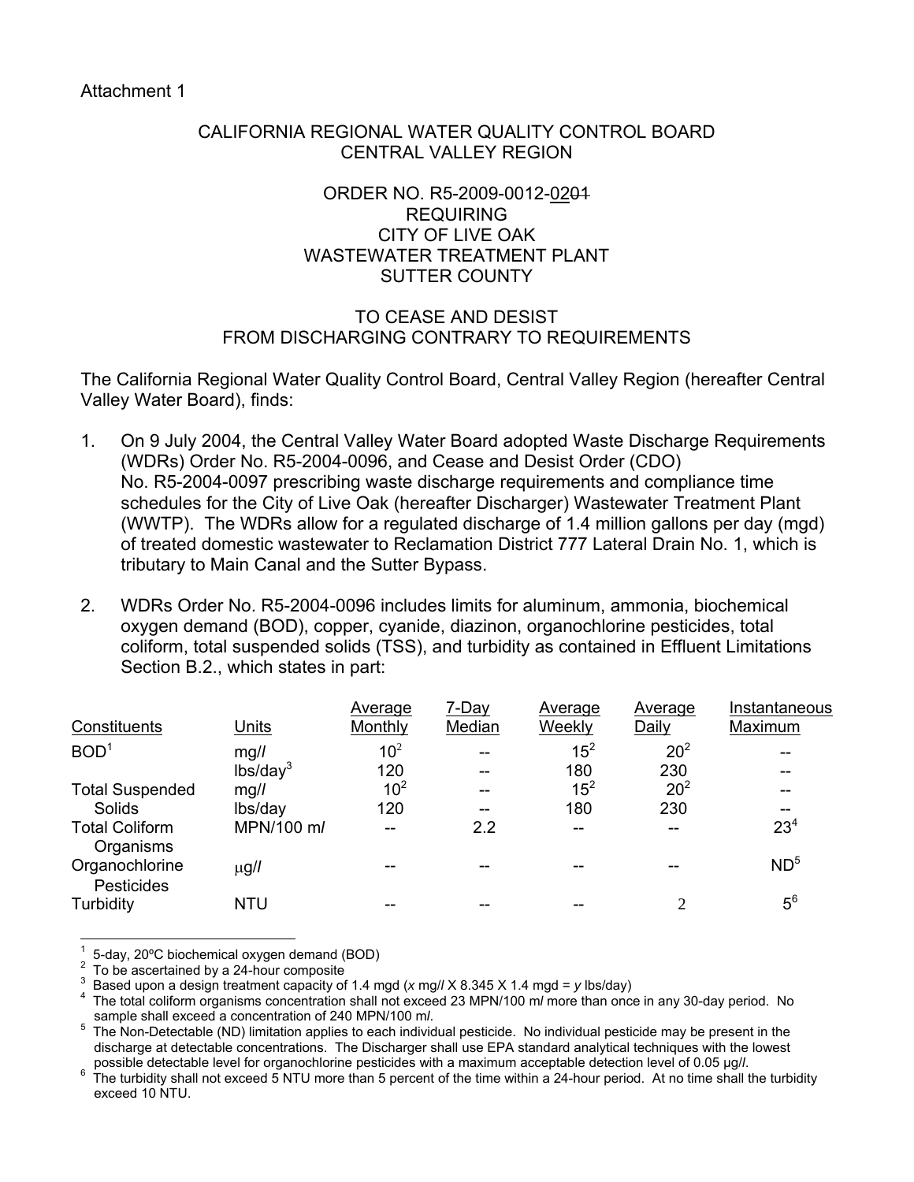Attachment 1

CALIFORNIA REGIONAL WATER QUALITY CONTROL BOARD
CENTRAL VALLEY REGION

ORDER NO. R5-2009-0012-~~01~~02
REQUIRING
CITY OF LIVE OAK
WASTEWATER TREATMENT PLANT
SUTTER COUNTY

TO CEASE AND DESIST
FROM DISCHARGING CONTRARY TO REQUIREMENTS

The California Regional Water Quality Control Board, Central Valley Region (hereafter Central Valley Water Board), finds:

1. On 9 July 2004, the Central Valley Water Board adopted Waste Discharge Requirements (WDRs) Order No. R5-2004-0096, and Cease and Desist Order (CDO) No. R5-2004-0097 prescribing waste discharge requirements and compliance time schedules for the City of Live Oak (hereafter Discharger) Wastewater Treatment Plant (WWTP). The WDRs allow for a regulated discharge of 1.4 million gallons per day (mgd) of treated domestic wastewater to Reclamation District 777 Lateral Drain No. 1, which is tributary to Main Canal and the Sutter Bypass.

2. WDRs Order No. R5-2004-0096 includes limits for aluminum, ammonia, biochemical oxygen demand (BOD), copper, cyanide, diazinon, organochlorine pesticides, total coliform, total suspended solids (TSS), and turbidity as contained in Effluent Limitations Section B.2., which states in part:

| Constituents | Units | Average Monthly | 7-Day Median | Average Weekly | Average Daily | Instantaneous Maximum |
|---|---|---|---|---|---|---|
| BOD[1] | mg/l | 10[2] | -- | 15[2] | 20[2] | -- |
| | lbs/day[3] | 120 | -- | 180 | 230 | -- |
| Total Suspended Solids | mg/l | 10[2] | -- | 15[2] | 20[2] | -- |
| | lbs/day | 120 | -- | 180 | 230 | -- |
| Total Coliform Organisms | MPN/100 ml | -- | 2.2 | -- | -- | 23[4] |
| Organochlorine Pesticides | μg/l | -- | -- | -- | -- | ND[5] |
| Turbidity | NTU | -- | -- | -- | 2 | 5[6] |

[1] 5-day, 20ºC biochemical oxygen demand (BOD)
[2] To be ascertained by a 24-hour composite
[3] Based upon a design treatment capacity of 1.4 mgd ($x$ mg/l X 8.345 X 1.4 mgd = $y$ lbs/day)
[4] The total coliform organisms concentration shall not exceed 23 MPN/100 ml more than once in any 30-day period. No sample shall exceed a concentration of 240 MPN/100 ml.
[5] The Non-Detectable (ND) limitation applies to each individual pesticide. No individual pesticide may be present in the discharge at detectable concentrations. The Discharger shall use EPA standard analytical techniques with the lowest possible detectable level for organochlorine pesticides with a maximum acceptable detection level of 0.05 μg/l.
[6] The turbidity shall not exceed 5 NTU more than 5 percent of the time within a 24-hour period. At no time shall the turbidity exceed 10 NTU.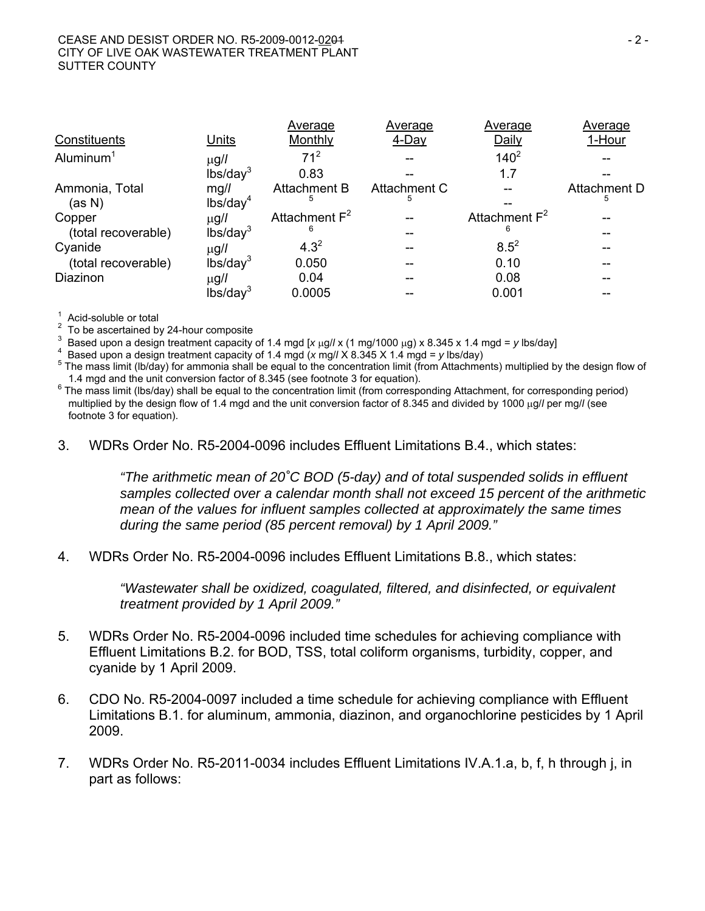| Constituents | Units | Average Monthly | Average 4-Day | Average Daily | Average 1-Hour |
|---|---|---|---|---|---|
| Aluminum[1] | μg/l | 71[2] | -- | 140[2] | -- |
| | lbs/day[3] | 0.83 | -- | 1.7 | -- |
| Ammonia, Total | mg/l | Attachment B [5] | Attachment C [5] | -- | Attachment D [5] |
| (as N) | lbs/day[4] | | | -- | |
| Copper | μg/l | Attachment F[2] [6] | -- | Attachment F[2] [6] | -- |
| (total recoverable) | lbs/day[3] | | -- | | -- |
| Cyanide | μg/l | 4.3[2] | -- | 8.5[2] | -- |
| (total recoverable) | lbs/day[3] | 0.050 | -- | 0.10 | -- |
| Diazinon | μg/l | 0.04 | -- | 0.08 | -- |
| | lbs/day[3] | 0.0005 | -- | 0.001 | -- |

[1] Acid-soluble or total

[2] To be ascertained by 24-hour composite

[3] Based upon a design treatment capacity of 1.4 mgd [$x$ μg/l x (1 mg/1000 μg) x 8.345 x 1.4 mgd = $y$ lbs/day]

[4] Based upon a design treatment capacity of 1.4 mgd ($x$ mg/l X 8.345 X 1.4 mgd = $y$ lbs/day)

[5] The mass limit (lb/day) for ammonia shall be equal to the concentration limit (from Attachments) multiplied by the design flow of 1.4 mgd and the unit conversion factor of 8.345 (see footnote 3 for equation).

[6] The mass limit (lbs/day) shall be equal to the concentration limit (from corresponding Attachment, for corresponding period) multiplied by the design flow of 1.4 mgd and the unit conversion factor of 8.345 and divided by 1000 μg/l per mg/l (see footnote 3 for equation).

3. WDRs Order No. R5-2004-0096 includes Effluent Limitations B.4., which states:

   *"The arithmetic mean of 20°C BOD (5-day) and of total suspended solids in effluent samples collected over a calendar month shall not exceed 15 percent of the arithmetic mean of the values for influent samples collected at approximately the same times during the same period (85 percent removal) by 1 April 2009."*

4. WDRs Order No. R5-2004-0096 includes Effluent Limitations B.8., which states:

   *"Wastewater shall be oxidized, coagulated, filtered, and disinfected, or equivalent treatment provided by 1 April 2009."*

5. WDRs Order No. R5-2004-0096 included time schedules for achieving compliance with Effluent Limitations B.2. for BOD, TSS, total coliform organisms, turbidity, copper, and cyanide by 1 April 2009.

6. CDO No. R5-2004-0097 included a time schedule for achieving compliance with Effluent Limitations B.1. for aluminum, ammonia, diazinon, and organochlorine pesticides by 1 April 2009.

7. WDRs Order No. R5-2011-0034 includes Effluent Limitations IV.A.1.a, b, f, h through j, in part as follows: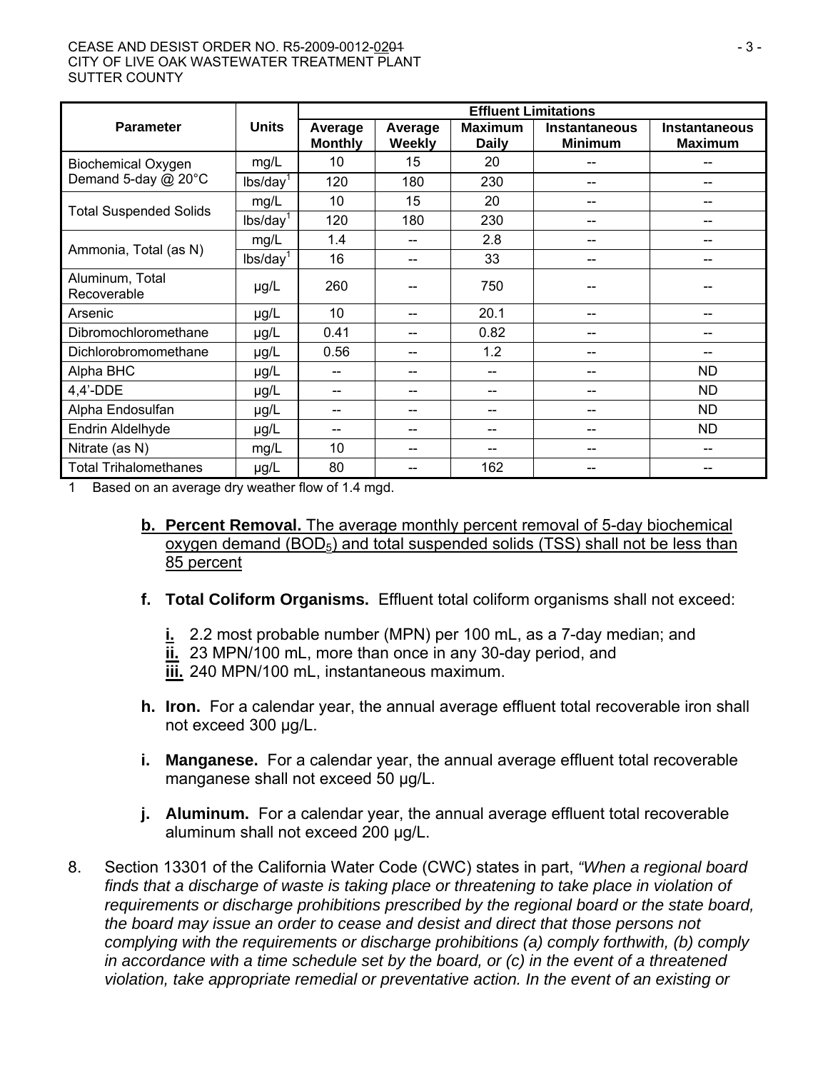| Parameter | Units | Effluent Limitations | | | | |
|---|---|---|---|---|---|---|
| | | Average Monthly | Average Weekly | Maximum Daily | Instantaneous Minimum | Instantaneous Maximum |
| Biochemical Oxygen Demand 5-day @ 20°C | mg/L | 10 | 15 | 20 | -- | -- |
| | lbs/day[1] | 120 | 180 | 230 | -- | -- |
| Total Suspended Solids | mg/L | 10 | 15 | 20 | -- | -- |
| | lbs/day[1] | 120 | 180 | 230 | -- | -- |
| Ammonia, Total (as N) | mg/L | 1.4 | -- | 2.8 | -- | -- |
| | lbs/day[1] | 16 | -- | 33 | -- | -- |
| Aluminum, Total Recoverable | μg/L | 260 | -- | 750 | -- | -- |
| Arsenic | μg/L | 10 | -- | 20.1 | -- | -- |
| Dibromochloromethane | μg/L | 0.41 | -- | 0.82 | -- | -- |
| Dichlorobromomethane | μg/L | 0.56 | -- | 1.2 | -- | -- |
| Alpha BHC | μg/L | -- | -- | -- | -- | ND |
| 4,4'-DDE | μg/L | -- | -- | -- | -- | ND |
| Alpha Endosulfan | μg/L | -- | -- | -- | -- | ND |
| Endrin Aldelhyde | μg/L | -- | -- | -- | -- | ND |
| Nitrate (as N) | mg/L | 10 | -- | -- | -- | -- |
| Total Trihalomethanes | μg/L | 80 | -- | 162 | -- | -- |

1 Based on an average dry weather flow of 1.4 mgd.

**b. Percent Removal.** The average monthly percent removal of 5-day biochemical oxygen demand ($BOD_5$) and total suspended solids (TSS) shall not be less than 85 percent

**f. Total Coliform Organisms.** Effluent total coliform organisms shall not exceed:

**i.** 2.2 most probable number (MPN) per 100 mL, as a 7-day median; and
**ii.** 23 MPN/100 mL, more than once in any 30-day period, and
**iii.** 240 MPN/100 mL, instantaneous maximum.

**h. Iron.** For a calendar year, the annual average effluent total recoverable iron shall not exceed 300 μg/L.

**i. Manganese.** For a calendar year, the annual average effluent total recoverable manganese shall not exceed 50 μg/L.

**j. Aluminum.** For a calendar year, the annual average effluent total recoverable aluminum shall not exceed 200 μg/L.

8. Section 13301 of the California Water Code (CWC) states in part, *"When a regional board finds that a discharge of waste is taking place or threatening to take place in violation of requirements or discharge prohibitions prescribed by the regional board or the state board, the board may issue an order to cease and desist and direct that those persons not complying with the requirements or discharge prohibitions (a) comply forthwith, (b) comply in accordance with a time schedule set by the board, or (c) in the event of a threatened violation, take appropriate remedial or preventative action. In the event of an existing or*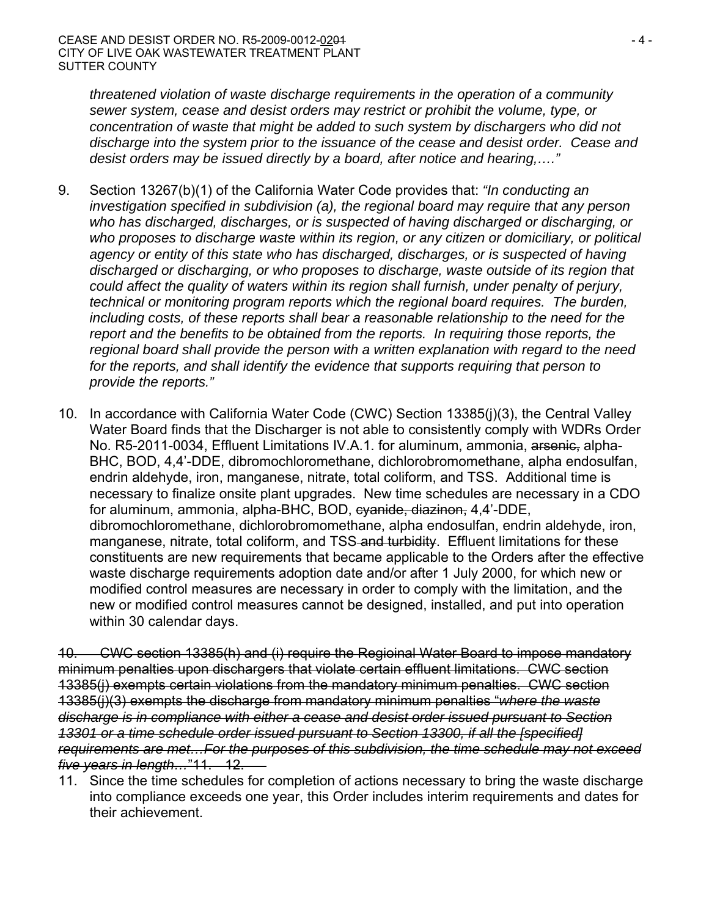*threatened violation of waste discharge requirements in the operation of a community sewer system, cease and desist orders may restrict or prohibit the volume, type, or concentration of waste that might be added to such system by dischargers who did not discharge into the system prior to the issuance of the cease and desist order. Cease and desist orders may be issued directly by a board, after notice and hearing,…."*

9. Section 13267(b)(1) of the California Water Code provides that: *"In conducting an investigation specified in subdivision (a), the regional board may require that any person who has discharged, discharges, or is suspected of having discharged or discharging, or who proposes to discharge waste within its region, or any citizen or domiciliary, or political agency or entity of this state who has discharged, discharges, or is suspected of having discharged or discharging, or who proposes to discharge, waste outside of its region that could affect the quality of waters within its region shall furnish, under penalty of perjury, technical or monitoring program reports which the regional board requires. The burden, including costs, of these reports shall bear a reasonable relationship to the need for the report and the benefits to be obtained from the reports. In requiring those reports, the regional board shall provide the person with a written explanation with regard to the need for the reports, and shall identify the evidence that supports requiring that person to provide the reports."*

10. In accordance with California Water Code (CWC) Section 13385(j)(3), the Central Valley Water Board finds that the Discharger is not able to consistently comply with WDRs Order No. R5-2011-0034, Effluent Limitations IV.A.1. for aluminum, ammonia, ~~arsenic,~~ alpha-BHC, BOD, 4,4'-DDE, dibromochloromethane, dichlorobromomethane, alpha endosulfan, endrin aldehyde, iron, manganese, nitrate, total coliform, and TSS. Additional time is necessary to finalize onsite plant upgrades. New time schedules are necessary in a CDO for aluminum, ammonia, alpha-BHC, BOD, ~~cyanide, diazinon,~~ 4,4'-DDE, dibromochloromethane, dichlorobromomethane, alpha endosulfan, endrin aldehyde, iron, manganese, nitrate, total coliform, and TSS~~ and turbidity~~. Effluent limitations for these constituents are new requirements that became applicable to the Orders after the effective waste discharge requirements adoption date and/or after 1 July 2000, for which new or modified control measures are necessary in order to comply with the limitation, and the new or modified control measures cannot be designed, installed, and put into operation within 30 calendar days.

~~10. CWC section 13385(h) and (i) require the Regioinal Water Board to impose mandatory minimum penalties upon dischargers that violate certain effluent limitations. CWC section 13385(j) exempts certain violations from the mandatory minimum penalties. CWC section 13385(j)(3) exempts the discharge from mandatory minimum penalties "*where the waste discharge is in compliance with either a cease and desist order issued pursuant to Section 13301 or a time schedule order issued pursuant to Section 13300, if all the [specified] requirements are met…For the purposes of this subdivision, the time schedule may not exceed five years in length…*"11. 12.~~

11. Since the time schedules for completion of actions necessary to bring the waste discharge into compliance exceeds one year, this Order includes interim requirements and dates for their achievement.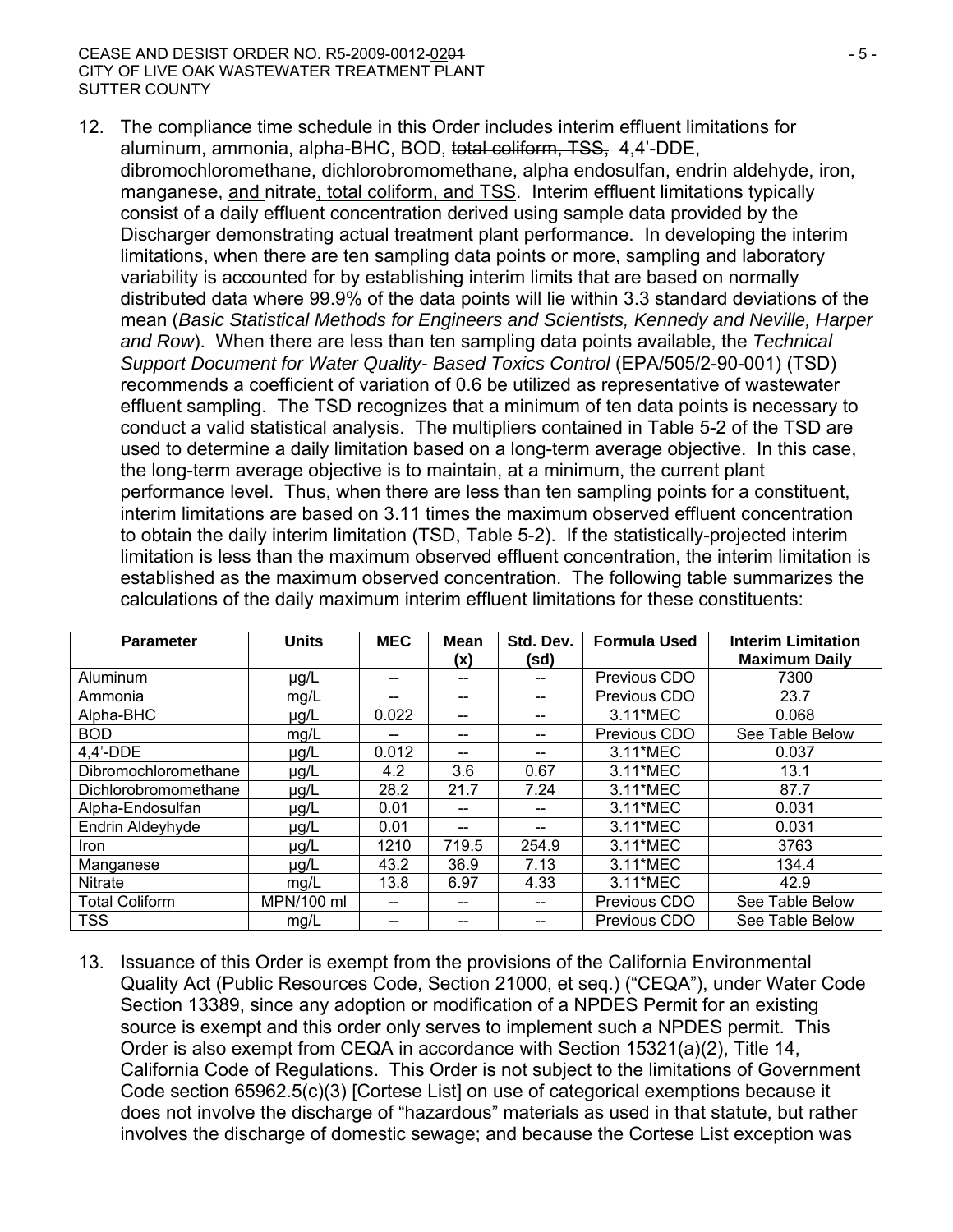12. The compliance time schedule in this Order includes interim effluent limitations for aluminum, ammonia, alpha-BHC, BOD, ~~total coliform, TSS,~~ 4,4'-DDE, dibromochloromethane, dichlorobromomethane, alpha endosulfan, endrin aldehyde, iron, manganese, and nitrate, total coliform, and TSS. Interim effluent limitations typically consist of a daily effluent concentration derived using sample data provided by the Discharger demonstrating actual treatment plant performance. In developing the interim limitations, when there are ten sampling data points or more, sampling and laboratory variability is accounted for by establishing interim limits that are based on normally distributed data where 99.9% of the data points will lie within 3.3 standard deviations of the mean (*Basic Statistical Methods for Engineers and Scientists, Kennedy and Neville, Harper and Row*). When there are less than ten sampling data points available, the *Technical Support Document for Water Quality- Based Toxics Control* (EPA/505/2-90-001) (TSD) recommends a coefficient of variation of 0.6 be utilized as representative of wastewater effluent sampling. The TSD recognizes that a minimum of ten data points is necessary to conduct a valid statistical analysis. The multipliers contained in Table 5-2 of the TSD are used to determine a daily limitation based on a long-term average objective. In this case, the long-term average objective is to maintain, at a minimum, the current plant performance level. Thus, when there are less than ten sampling points for a constituent, interim limitations are based on 3.11 times the maximum observed effluent concentration to obtain the daily interim limitation (TSD, Table 5-2). If the statistically-projected interim limitation is less than the maximum observed effluent concentration, the interim limitation is established as the maximum observed concentration. The following table summarizes the calculations of the daily maximum interim effluent limitations for these constituents:

| Parameter | Units | MEC | Mean (x) | Std. Dev. (sd) | Formula Used | Interim Limitation Maximum Daily |
|---|---|---|---|---|---|---|
| Aluminum | µg/L | -- | -- | -- | Previous CDO | 7300 |
| Ammonia | mg/L | -- | -- | -- | Previous CDO | 23.7 |
| Alpha-BHC | µg/L | 0.022 | -- | -- | 3.11*MEC | 0.068 |
| BOD | mg/L | -- | -- | -- | Previous CDO | See Table Below |
| 4,4'-DDE | µg/L | 0.012 | -- | -- | 3.11*MEC | 0.037 |
| Dibromochloromethane | µg/L | 4.2 | 3.6 | 0.67 | 3.11*MEC | 13.1 |
| Dichlorobromomethane | µg/L | 28.2 | 21.7 | 7.24 | 3.11*MEC | 87.7 |
| Alpha-Endosulfan | µg/L | 0.01 | -- | -- | 3.11*MEC | 0.031 |
| Endrin Aldeyhyde | µg/L | 0.01 | -- | -- | 3.11*MEC | 0.031 |
| Iron | µg/L | 1210 | 719.5 | 254.9 | 3.11*MEC | 3763 |
| Manganese | µg/L | 43.2 | 36.9 | 7.13 | 3.11*MEC | 134.4 |
| Nitrate | mg/L | 13.8 | 6.97 | 4.33 | 3.11*MEC | 42.9 |
| Total Coliform | MPN/100 ml | -- | -- | -- | Previous CDO | See Table Below |
| TSS | mg/L | -- | -- | -- | Previous CDO | See Table Below |

13. Issuance of this Order is exempt from the provisions of the California Environmental Quality Act (Public Resources Code, Section 21000, et seq.) ("CEQA"), under Water Code Section 13389, since any adoption or modification of a NPDES Permit for an existing source is exempt and this order only serves to implement such a NPDES permit. This Order is also exempt from CEQA in accordance with Section 15321(a)(2), Title 14, California Code of Regulations. This Order is not subject to the limitations of Government Code section 65962.5(c)(3) [Cortese List] on use of categorical exemptions because it does not involve the discharge of "hazardous" materials as used in that statute, but rather involves the discharge of domestic sewage; and because the Cortese List exception was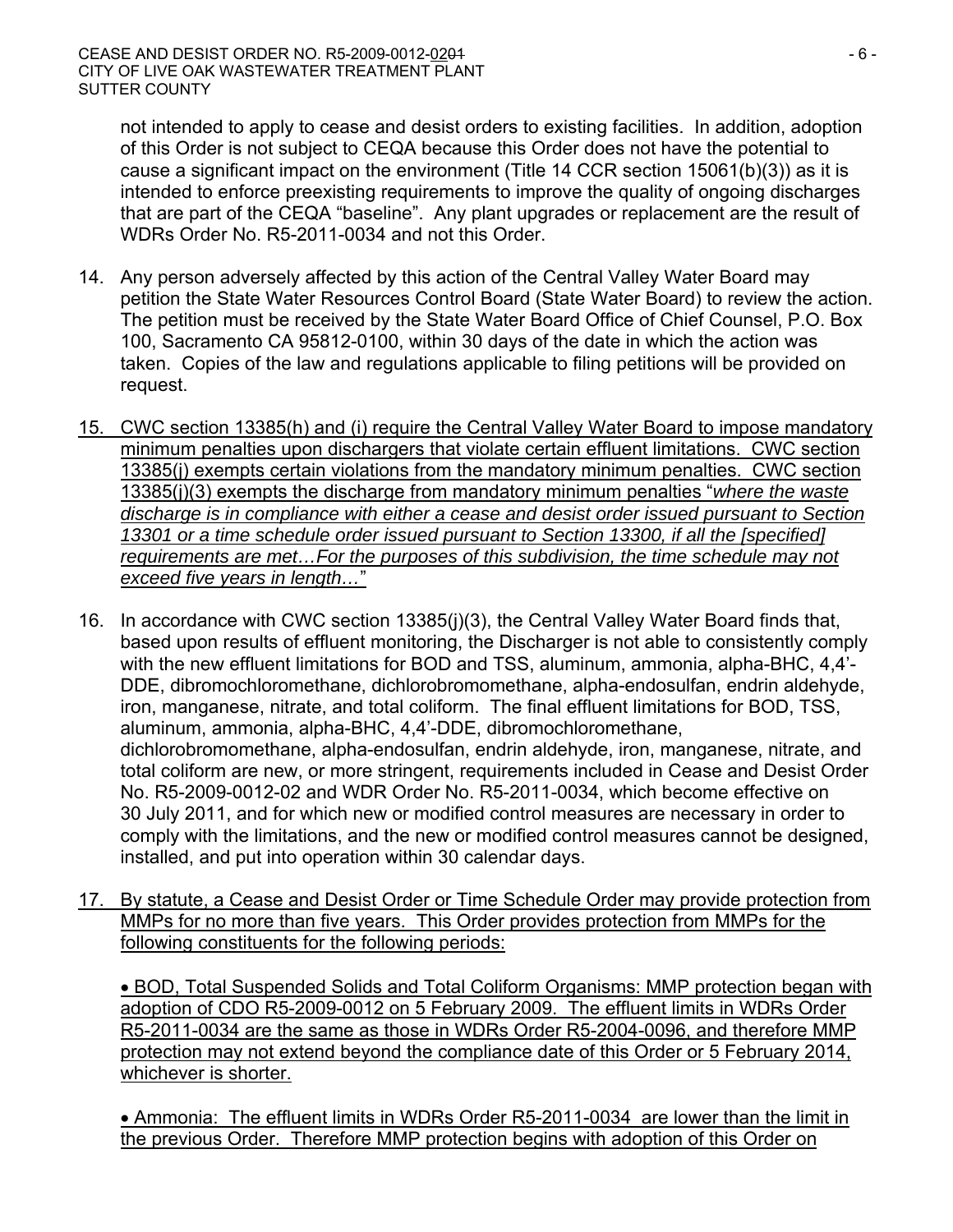not intended to apply to cease and desist orders to existing facilities. In addition, adoption of this Order is not subject to CEQA because this Order does not have the potential to cause a significant impact on the environment (Title 14 CCR section 15061(b)(3)) as it is intended to enforce preexisting requirements to improve the quality of ongoing discharges that are part of the CEQA "baseline". Any plant upgrades or replacement are the result of WDRs Order No. R5-2011-0034 and not this Order.

14. Any person adversely affected by this action of the Central Valley Water Board may petition the State Water Resources Control Board (State Water Board) to review the action. The petition must be received by the State Water Board Office of Chief Counsel, P.O. Box 100, Sacramento CA 95812-0100, within 30 days of the date in which the action was taken. Copies of the law and regulations applicable to filing petitions will be provided on request.

15. CWC section 13385(h) and (i) require the Central Valley Water Board to impose mandatory minimum penalties upon dischargers that violate certain effluent limitations. CWC section 13385(j) exempts certain violations from the mandatory minimum penalties. CWC section 13385(j)(3) exempts the discharge from mandatory minimum penalties "*where the waste discharge is in compliance with either a cease and desist order issued pursuant to Section 13301 or a time schedule order issued pursuant to Section 13300, if all the [specified] requirements are met…For the purposes of this subdivision, the time schedule may not exceed five years in length…*"

16. In accordance with CWC section 13385(j)(3), the Central Valley Water Board finds that, based upon results of effluent monitoring, the Discharger is not able to consistently comply with the new effluent limitations for BOD and TSS, aluminum, ammonia, alpha-BHC, 4,4'-DDE, dibromochloromethane, dichlorobromomethane, alpha-endosulfan, endrin aldehyde, iron, manganese, nitrate, and total coliform. The final effluent limitations for BOD, TSS, aluminum, ammonia, alpha-BHC, 4,4'-DDE, dibromochloromethane, dichlorobromomethane, alpha-endosulfan, endrin aldehyde, iron, manganese, nitrate, and total coliform are new, or more stringent, requirements included in Cease and Desist Order No. R5-2009-0012-02 and WDR Order No. R5-2011-0034, which become effective on 30 July 2011, and for which new or modified control measures are necessary in order to comply with the limitations, and the new or modified control measures cannot be designed, installed, and put into operation within 30 calendar days.

17. By statute, a Cease and Desist Order or Time Schedule Order may provide protection from MMPs for no more than five years. This Order provides protection from MMPs for the following constituents for the following periods:

    • BOD, Total Suspended Solids and Total Coliform Organisms: MMP protection began with adoption of CDO R5-2009-0012 on 5 February 2009. The effluent limits in WDRs Order R5-2011-0034 are the same as those in WDRs Order R5-2004-0096, and therefore MMP protection may not extend beyond the compliance date of this Order or 5 February 2014, whichever is shorter.

    • Ammonia: The effluent limits in WDRs Order R5-2011-0034 are lower than the limit in the previous Order. Therefore MMP protection begins with adoption of this Order on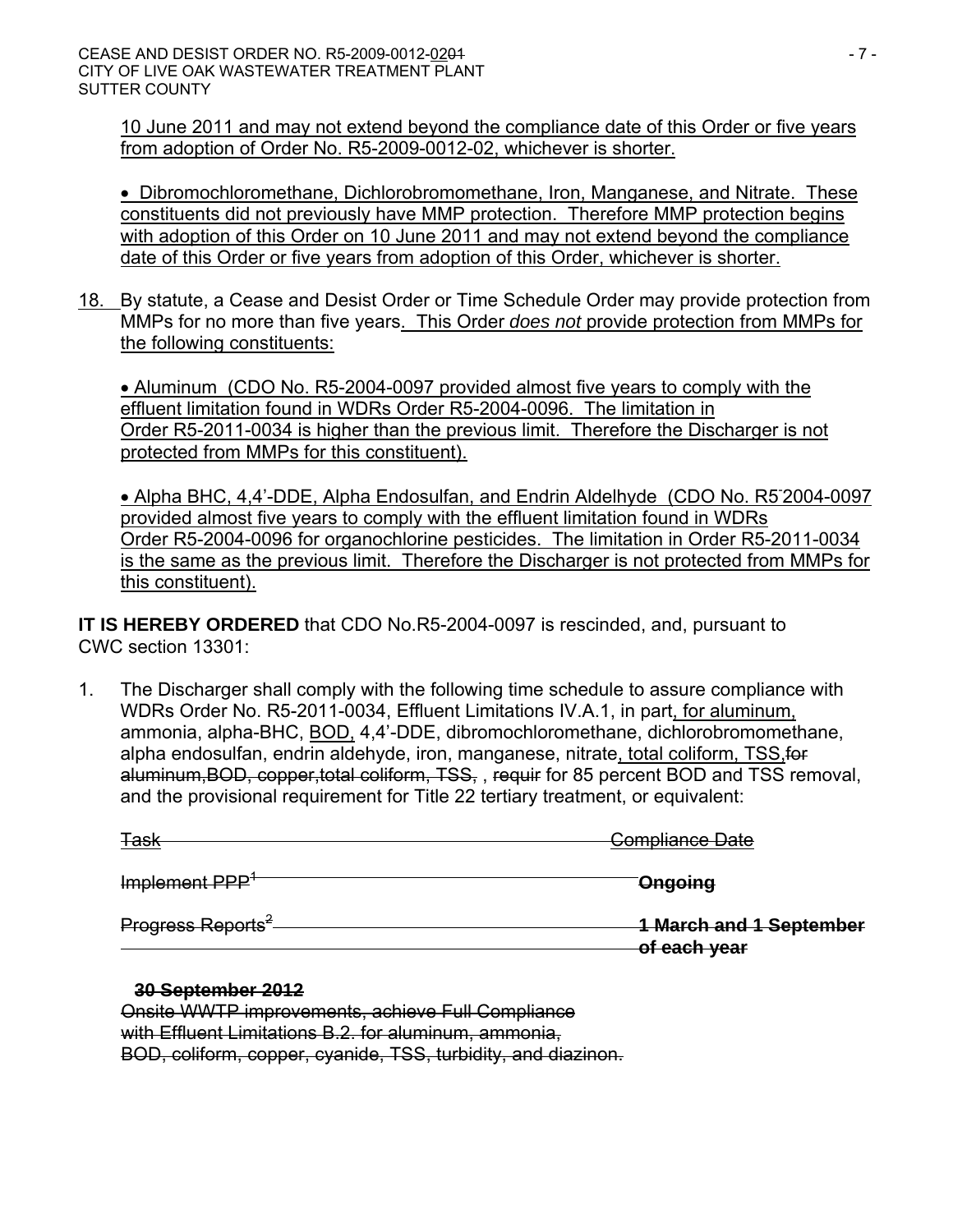10 June 2011 and may not extend beyond the compliance date of this Order or five years from adoption of Order No. R5-2009-0012-02, whichever is shorter.

- Dibromochloromethane, Dichlorobromomethane, Iron, Manganese, and Nitrate. These constituents did not previously have MMP protection. Therefore MMP protection begins with adoption of this Order on 10 June 2011 and may not extend beyond the compliance date of this Order or five years from adoption of this Order, whichever is shorter.

18. By statute, a Cease and Desist Order or Time Schedule Order may provide protection from MMPs for no more than five years. This Order *does not* provide protection from MMPs for the following constituents:

- Aluminum (CDO No. R5-2004-0097 provided almost five years to comply with the effluent limitation found in WDRs Order R5-2004-0096. The limitation in Order R5-2011-0034 is higher than the previous limit. Therefore the Discharger is not protected from MMPs for this constituent).

- Alpha BHC, 4,4'-DDE, Alpha Endosulfan, and Endrin Aldelhyde (CDO No. R5-2004-0097 provided almost five years to comply with the effluent limitation found in WDRs Order R5-2004-0096 for organochlorine pesticides. The limitation in Order R5-2011-0034 is the same as the previous limit. Therefore the Discharger is not protected from MMPs for this constituent).

**IT IS HEREBY ORDERED** that CDO No.R5-2004-0097 is rescinded, and, pursuant to CWC section 13301:

1. The Discharger shall comply with the following time schedule to assure compliance with WDRs Order No. R5-2011-0034, Effluent Limitations IV.A.1, in part, for aluminum, ammonia, alpha-BHC, BOD, 4,4'-DDE, dibromochloromethane, dichlorobromomethane, alpha endosulfan, endrin aldehyde, iron, manganese, nitrate, total coliform, TSS,~~for aluminum,BOD, copper,total coliform, TSS,~~ , ~~requir~~ for 85 percent BOD and TSS removal, and the provisional requirement for Title 22 tertiary treatment, or equivalent:

| ~~Task~~ | ~~Compliance Date~~ |
|---|---|
| ~~Implement PPP[1]~~ | ~~**Ongoing**~~ |
| ~~Progress Reports[2]~~ | ~~**1 March and 1 September of each year**~~ |

~~**30 September 2012**~~
~~Onsite WWTP improvements, achieve Full Compliance with Effluent Limitations B.2. for aluminum, ammonia, BOD, coliform, copper, cyanide, TSS, turbidity, and diazinon.~~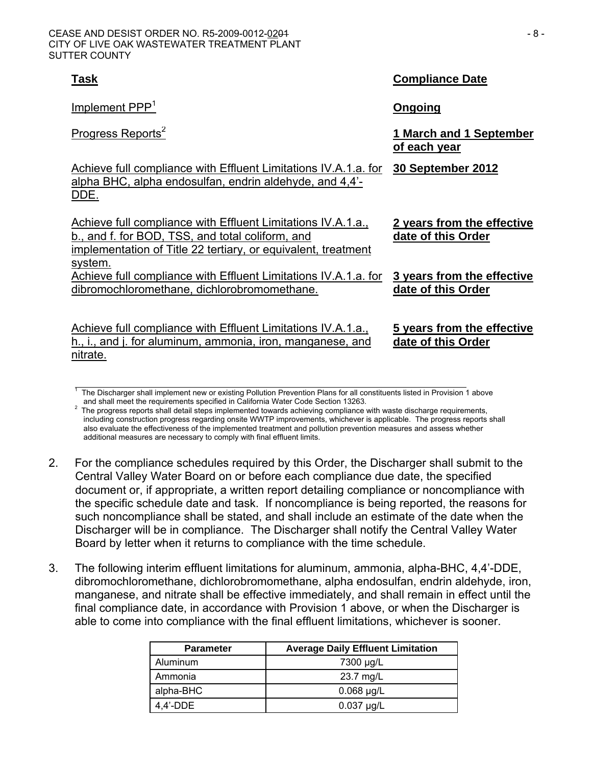| Task | Compliance Date |
|---|---|
| Implement PPP[1] | **Ongoing** |
| Progress Reports[2] | **1 March and 1 September of each year** |
| Achieve full compliance with Effluent Limitations IV.A.1.a. for alpha BHC, alpha endosulfan, endrin aldehyde, and 4,4'-DDE. | **30 September 2012** |
| Achieve full compliance with Effluent Limitations IV.A.1.a., b., and f. for BOD, TSS, and total coliform, and implementation of Title 22 tertiary, or equivalent, treatment system. | **2 years from the effective date of this Order** |
| Achieve full compliance with Effluent Limitations IV.A.1.a. for dibromochloromethane, dichlorobromomethane. | **3 years from the effective date of this Order** |
| Achieve full compliance with Effluent Limitations IV.A.1.a., h., i., and j. for aluminum, ammonia, iron, manganese, and nitrate. | **5 years from the effective date of this Order** |

[1] The Discharger shall implement new or existing Pollution Prevention Plans for all constituents listed in Provision 1 above and shall meet the requirements specified in California Water Code Section 13263.

[2] The progress reports shall detail steps implemented towards achieving compliance with waste discharge requirements, including construction progress regarding onsite WWTP improvements, whichever is applicable. The progress reports shall also evaluate the effectiveness of the implemented treatment and pollution prevention measures and assess whether additional measures are necessary to comply with final effluent limits.

2. For the compliance schedules required by this Order, the Discharger shall submit to the Central Valley Water Board on or before each compliance due date, the specified document or, if appropriate, a written report detailing compliance or noncompliance with the specific schedule date and task. If noncompliance is being reported, the reasons for such noncompliance shall be stated, and shall include an estimate of the date when the Discharger will be in compliance. The Discharger shall notify the Central Valley Water Board by letter when it returns to compliance with the time schedule.

3. The following interim effluent limitations for aluminum, ammonia, alpha-BHC, 4,4'-DDE, dibromochloromethane, dichlorobromomethane, alpha endosulfan, endrin aldehyde, iron, manganese, and nitrate shall be effective immediately, and shall remain in effect until the final compliance date, in accordance with Provision 1 above, or when the Discharger is able to come into compliance with the final effluent limitations, whichever is sooner.

| Parameter | Average Daily Effluent Limitation |
|---|---|
| Aluminum | 7300 µg/L |
| Ammonia | 23.7 mg/L |
| alpha-BHC | 0.068 µg/L |
| 4,4'-DDE | 0.037 µg/L |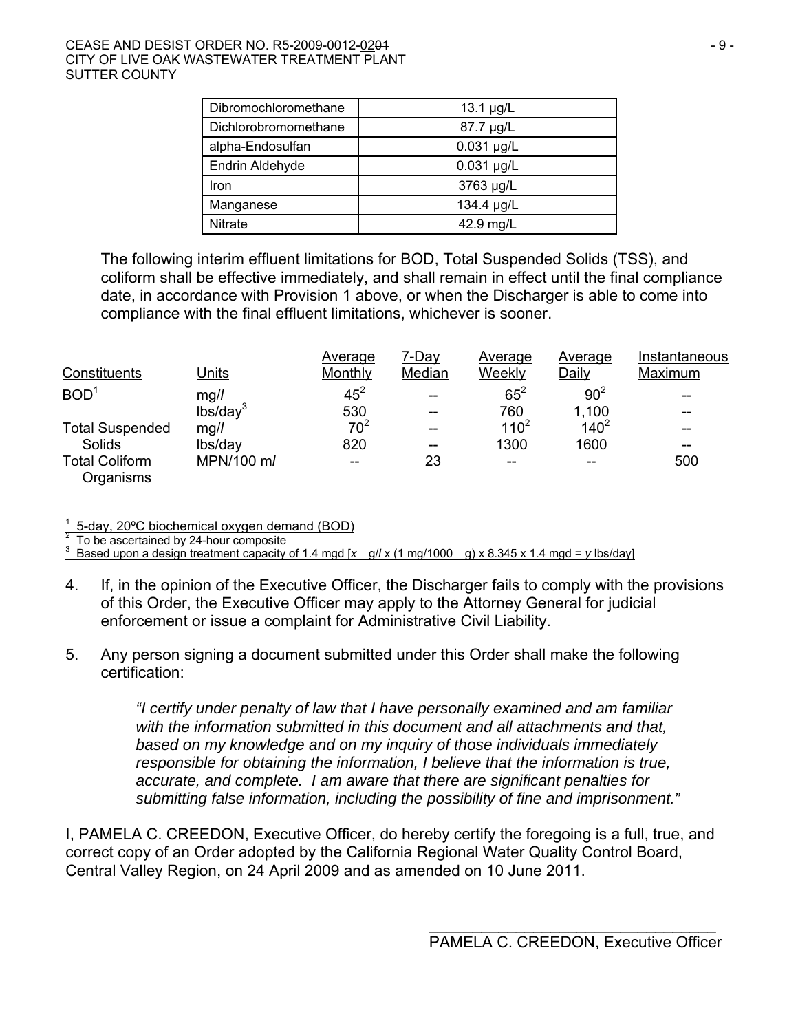| | |
|---|---|
| Dibromochloromethane | 13.1 µg/L |
| Dichlorobromomethane | 87.7 µg/L |
| alpha-Endosulfan | 0.031 µg/L |
| Endrin Aldehyde | 0.031 µg/L |
| Iron | 3763 µg/L |
| Manganese | 134.4 µg/L |
| Nitrate | 42.9 mg/L |

The following interim effluent limitations for BOD, Total Suspended Solids (TSS), and coliform shall be effective immediately, and shall remain in effect until the final compliance date, in accordance with Provision 1 above, or when the Discharger is able to come into compliance with the final effluent limitations, whichever is sooner.

| Constituents | Units | Average Monthly | 7-Day Median | Average Weekly | Average Daily | Instantaneous Maximum |
|---|---|---|---|---|---|---|
| BOD[1] | mg/l | 45[2] | -- | 65[2] | 90[2] | -- |
| | lbs/day[3] | 530 | -- | 760 | 1,100 | -- |
| Total Suspended Solids | mg/l | 70[2] | -- | 110[2] | 140[2] | -- |
| | lbs/day | 820 | -- | 1300 | 1600 | -- |
| Total Coliform Organisms | MPN/100 ml | -- | 23 | -- | -- | 500 |

[1] 5-day, 20ºC biochemical oxygen demand (BOD)
[2] To be ascertained by 24-hour composite
[3] Based upon a design treatment capacity of 1.4 mgd [*x* g/l x (1 mg/1000 g) x 8.345 x 1.4 mgd = *y* lbs/day]

4. If, in the opinion of the Executive Officer, the Discharger fails to comply with the provisions of this Order, the Executive Officer may apply to the Attorney General for judicial enforcement or issue a complaint for Administrative Civil Liability.

5. Any person signing a document submitted under this Order shall make the following certification:

   *"I certify under penalty of law that I have personally examined and am familiar with the information submitted in this document and all attachments and that, based on my knowledge and on my inquiry of those individuals immediately responsible for obtaining the information, I believe that the information is true, accurate, and complete. I am aware that there are significant penalties for submitting false information, including the possibility of fine and imprisonment."*

I, PAMELA C. CREEDON, Executive Officer, do hereby certify the foregoing is a full, true, and correct copy of an Order adopted by the California Regional Water Quality Control Board, Central Valley Region, on 24 April 2009 and as amended on 10 June 2011.

\_\_\_\_\_\_\_\_\_\_\_\_\_\_\_\_\_\_\_\_\_\_\_\_\_\_\_\_\_\_\_\_\_\_

PAMELA C. CREEDON, Executive Officer